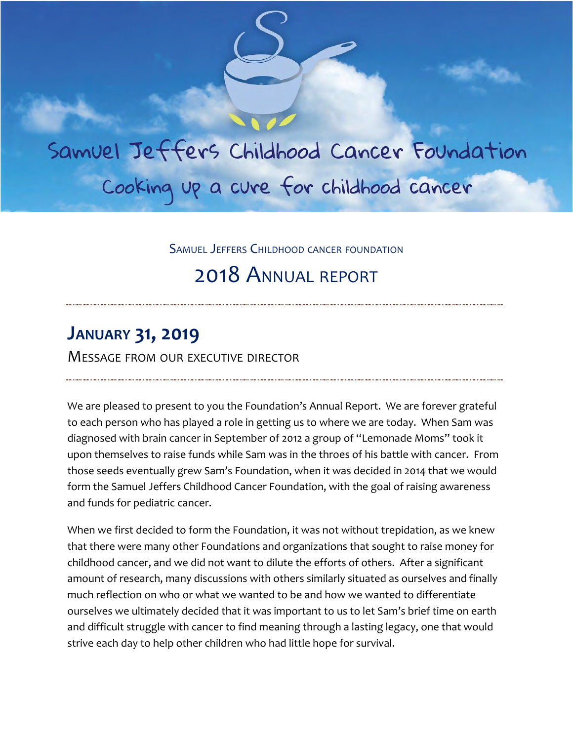# Samuel Jeffers Childhood Cancer Foundation

Cooking up a cure for childhood cancer

SAMUEL JEFFERS CHILDHOOD CANCER FOUNDATION

## 2018 ANNUAL REPORT

---

## JANUARY 31, 2019

MESSAGE FROM OUR EXECUTIVE DIRECTOR

---

We are pleased to present to you the Foundation's Annual Report. We are forever grateful to each person who has played a role in getting us to where we are today. When Sam was diagnosed with brain cancer in September of 2012 a group of "Lemonade Moms" took it upon themselves to raise funds while Sam was in the throes of his battle with cancer. From those seeds eventually grew Sam's Foundation, when it was decided in 2014 that we would form the Samuel Jeffers Childhood Cancer Foundation, with the goal of raising awareness and funds for pediatric cancer.

When we first decided to form the Foundation, it was not without trepidation, as we knew that there were many other Foundations and organizations that sought to raise money for childhood cancer, and we did not want to dilute the efforts of others. After a significant amount of research, many discussions with others similarly situated as ourselves and finally much reflection on who or what we wanted to be and how we wanted to differentiate ourselves we ultimately decided that it was important to us to let Sam's brief time on earth and difficult struggle with cancer to find meaning through a lasting legacy, one that would strive each day to help other children who had little hope for survival.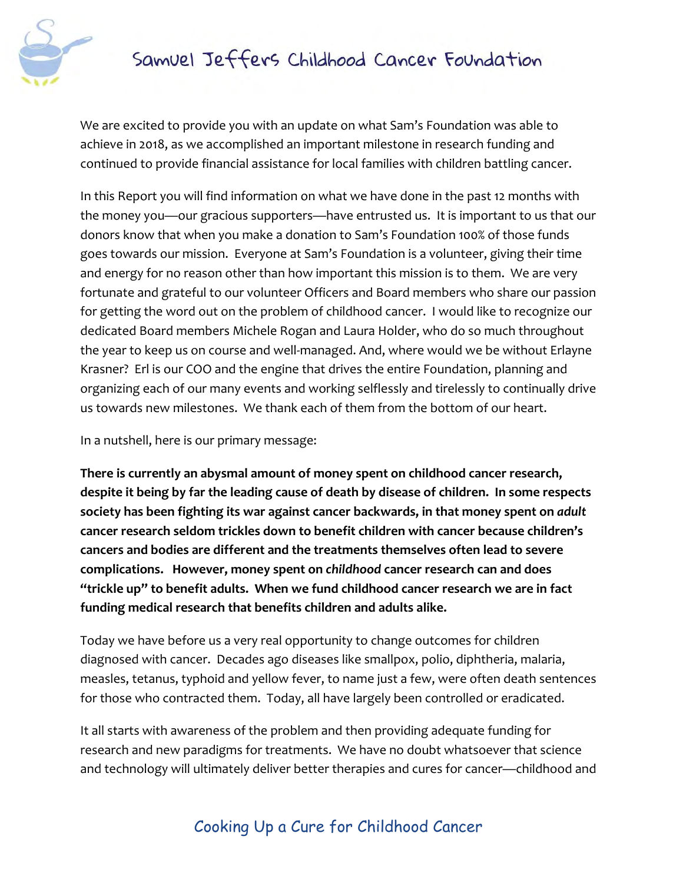We are excited to provide you with an update on what Sam's Foundation was able to achieve in 2018, as we accomplished an important milestone in research funding and continued to provide financial assistance for local families with children battling cancer.

In this Report you will find information on what we have done in the past 12 months with the money you—our gracious supporters—have entrusted us. It is important to us that our donors know that when you make a donation to Sam's Foundation 100% of those funds goes towards our mission. Everyone at Sam's Foundation is a volunteer, giving their time and energy for no reason other than how important this mission is to them. We are very fortunate and grateful to our volunteer Officers and Board members who share our passion for getting the word out on the problem of childhood cancer. I would like to recognize our dedicated Board members Michele Rogan and Laura Holder, who do so much throughout the year to keep us on course and well-managed. And, where would we be without Erlayne Krasner? Erl is our COO and the engine that drives the entire Foundation, planning and organizing each of our many events and working selflessly and tirelessly to continually drive us towards new milestones. We thank each of them from the bottom of our heart.

In a nutshell, here is our primary message:

**There is currently an abysmal amount of money spent on childhood cancer research, despite it being by far the leading cause of death by disease of children. In some respects society has been fighting its war against cancer backwards, in that money spent on *adult* cancer research seldom trickles down to benefit children with cancer because children's cancers and bodies are different and the treatments themselves often lead to severe complications. However, money spent on *childhood* cancer research can and does "trickle up" to benefit adults. When we fund childhood cancer research we are in fact funding medical research that benefits children and adults alike.**

Today we have before us a very real opportunity to change outcomes for children diagnosed with cancer. Decades ago diseases like smallpox, polio, diphtheria, malaria, measles, tetanus, typhoid and yellow fever, to name just a few, were often death sentences for those who contracted them. Today, all have largely been controlled or eradicated.

It all starts with awareness of the problem and then providing adequate funding for research and new paradigms for treatments. We have no doubt whatsoever that science and technology will ultimately deliver better therapies and cures for cancer—childhood and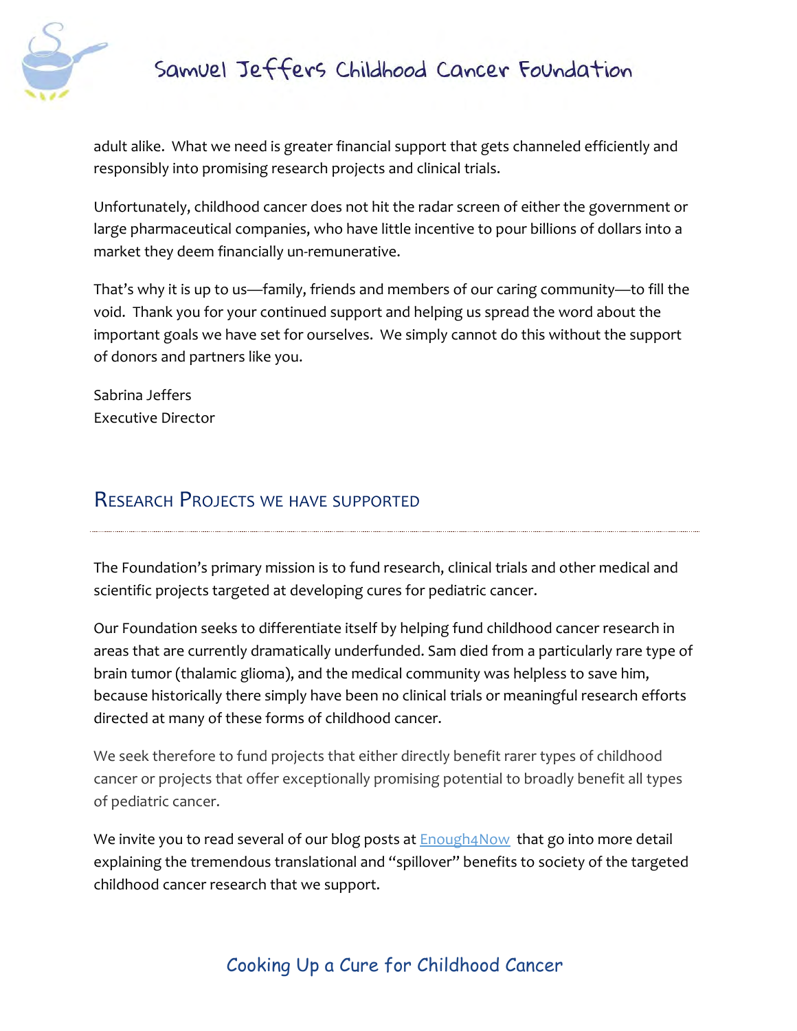adult alike. What we need is greater financial support that gets channeled efficiently and responsibly into promising research projects and clinical trials.

Unfortunately, childhood cancer does not hit the radar screen of either the government or large pharmaceutical companies, who have little incentive to pour billions of dollars into a market they deem financially un-remunerative.

That's why it is up to us—family, friends and members of our caring community—to fill the void. Thank you for your continued support and helping us spread the word about the important goals we have set for ourselves. We simply cannot do this without the support of donors and partners like you.

Sabrina Jeffers
Executive Director

## Research Projects we have supported

The Foundation's primary mission is to fund research, clinical trials and other medical and scientific projects targeted at developing cures for pediatric cancer.

Our Foundation seeks to differentiate itself by helping fund childhood cancer research in areas that are currently dramatically underfunded. Sam died from a particularly rare type of brain tumor (thalamic glioma), and the medical community was helpless to save him, because historically there simply have been no clinical trials or meaningful research efforts directed at many of these forms of childhood cancer.

We seek therefore to fund projects that either directly benefit rarer types of childhood cancer or projects that offer exceptionally promising potential to broadly benefit all types of pediatric cancer.

We invite you to read several of our blog posts at Enough4Now that go into more detail explaining the tremendous translational and "spillover" benefits to society of the targeted childhood cancer research that we support.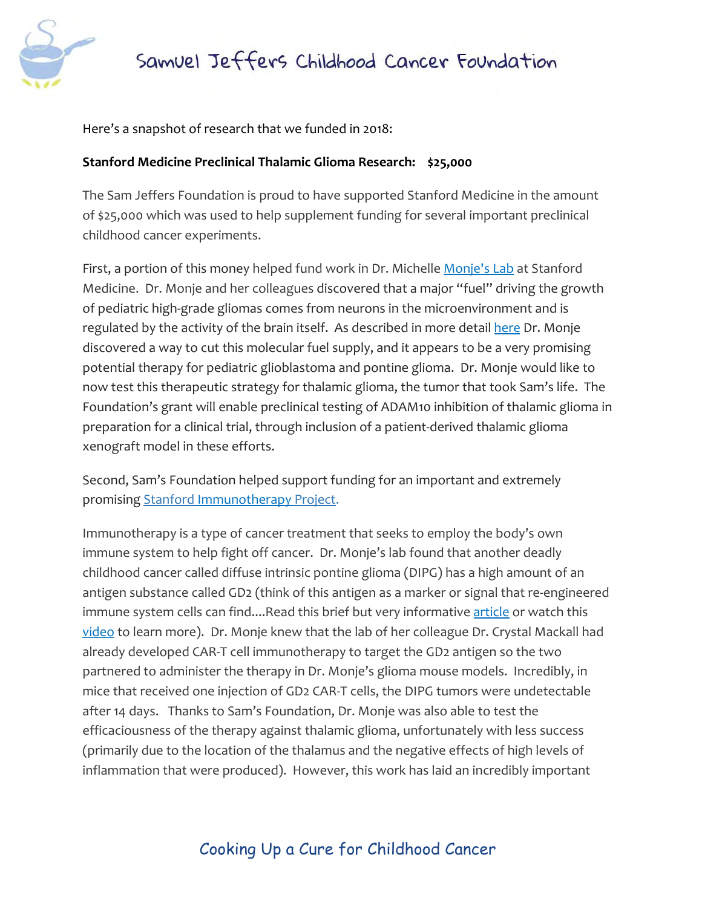Here's a snapshot of research that we funded in 2018:

**Stanford Medicine Preclinical Thalamic Glioma Research: $25,000**

The Sam Jeffers Foundation is proud to have supported Stanford Medicine in the amount of $25,000 which was used to help supplement funding for several important preclinical childhood cancer experiments.

First, a portion of this money helped fund work in Dr. Michelle Monje's Lab at Stanford Medicine. Dr. Monje and her colleagues discovered that a major "fuel" driving the growth of pediatric high-grade gliomas comes from neurons in the microenvironment and is regulated by the activity of the brain itself. As described in more detail here Dr. Monje discovered a way to cut this molecular fuel supply, and it appears to be a very promising potential therapy for pediatric glioblastoma and pontine glioma. Dr. Monje would like to now test this therapeutic strategy for thalamic glioma, the tumor that took Sam's life. The Foundation's grant will enable preclinical testing of ADAM10 inhibition of thalamic glioma in preparation for a clinical trial, through inclusion of a patient-derived thalamic glioma xenograft model in these efforts.

Second, Sam's Foundation helped support funding for an important and extremely promising Stanford Immunotherapy Project.

Immunotherapy is a type of cancer treatment that seeks to employ the body's own immune system to help fight off cancer. Dr. Monje's lab found that another deadly childhood cancer called diffuse intrinsic pontine glioma (DIPG) has a high amount of an antigen substance called GD2 (think of this antigen as a marker or signal that re-engineered immune system cells can find....Read this brief but very informative article or watch this video to learn more). Dr. Monje knew that the lab of her colleague Dr. Crystal Mackall had already developed CAR-T cell immunotherapy to target the GD2 antigen so the two partnered to administer the therapy in Dr. Monje's glioma mouse models. Incredibly, in mice that received one injection of GD2 CAR-T cells, the DIPG tumors were undetectable after 14 days. Thanks to Sam's Foundation, Dr. Monje was also able to test the efficaciousness of the therapy against thalamic glioma, unfortunately with less success (primarily due to the location of the thalamus and the negative effects of high levels of inflammation that were produced). However, this work has laid an incredibly important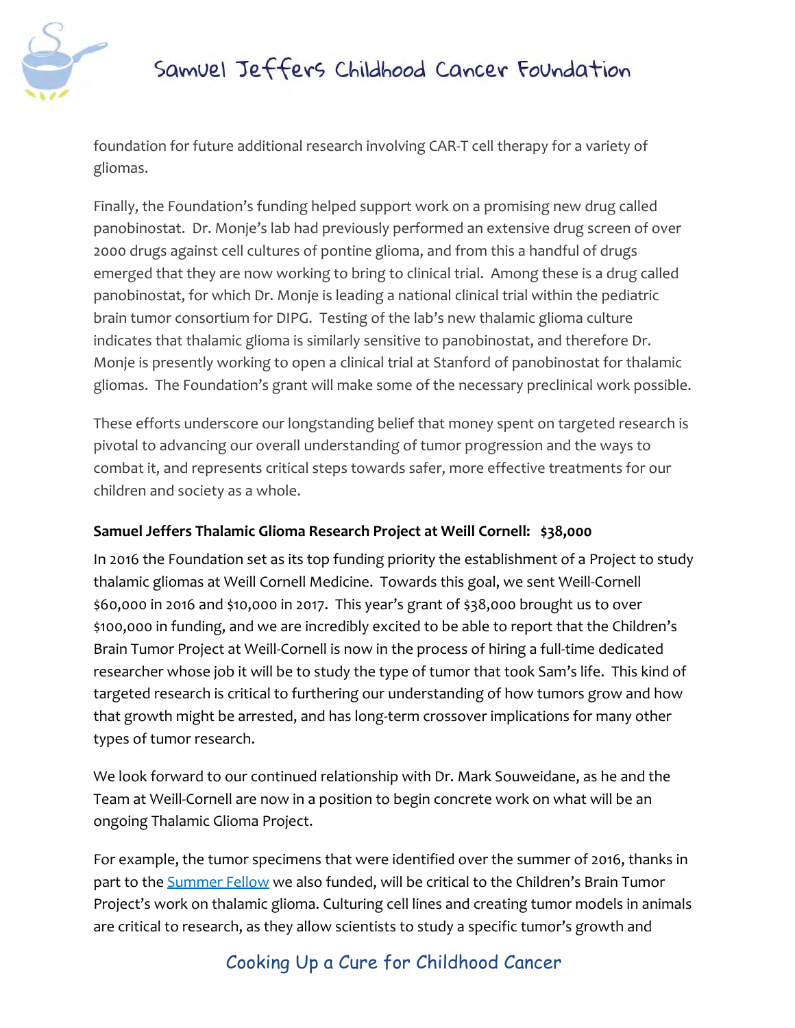foundation for future additional research involving CAR-T cell therapy for a variety of gliomas.

Finally, the Foundation's funding helped support work on a promising new drug called panobinostat. Dr. Monje's lab had previously performed an extensive drug screen of over 2000 drugs against cell cultures of pontine glioma, and from this a handful of drugs emerged that they are now working to bring to clinical trial. Among these is a drug called panobinostat, for which Dr. Monje is leading a national clinical trial within the pediatric brain tumor consortium for DIPG. Testing of the lab's new thalamic glioma culture indicates that thalamic glioma is similarly sensitive to panobinostat, and therefore Dr. Monje is presently working to open a clinical trial at Stanford of panobinostat for thalamic gliomas. The Foundation's grant will make some of the necessary preclinical work possible.

These efforts underscore our longstanding belief that money spent on targeted research is pivotal to advancing our overall understanding of tumor progression and the ways to combat it, and represents critical steps towards safer, more effective treatments for our children and society as a whole.

**Samuel Jeffers Thalamic Glioma Research Project at Weill Cornell: $38,000**

In 2016 the Foundation set as its top funding priority the establishment of a Project to study thalamic gliomas at Weill Cornell Medicine. Towards this goal, we sent Weill-Cornell $60,000 in 2016 and $10,000 in 2017. This year's grant of $38,000 brought us to over $100,000 in funding, and we are incredibly excited to be able to report that the Children's Brain Tumor Project at Weill-Cornell is now in the process of hiring a full-time dedicated researcher whose job it will be to study the type of tumor that took Sam's life. This kind of targeted research is critical to furthering our understanding of how tumors grow and how that growth might be arrested, and has long-term crossover implications for many other types of tumor research.

We look forward to our continued relationship with Dr. Mark Souweidane, as he and the Team at Weill-Cornell are now in a position to begin concrete work on what will be an ongoing Thalamic Glioma Project.

For example, the tumor specimens that were identified over the summer of 2016, thanks in part to the Summer Fellow we also funded, will be critical to the Children's Brain Tumor Project's work on thalamic glioma. Culturing cell lines and creating tumor models in animals are critical to research, as they allow scientists to study a specific tumor's growth and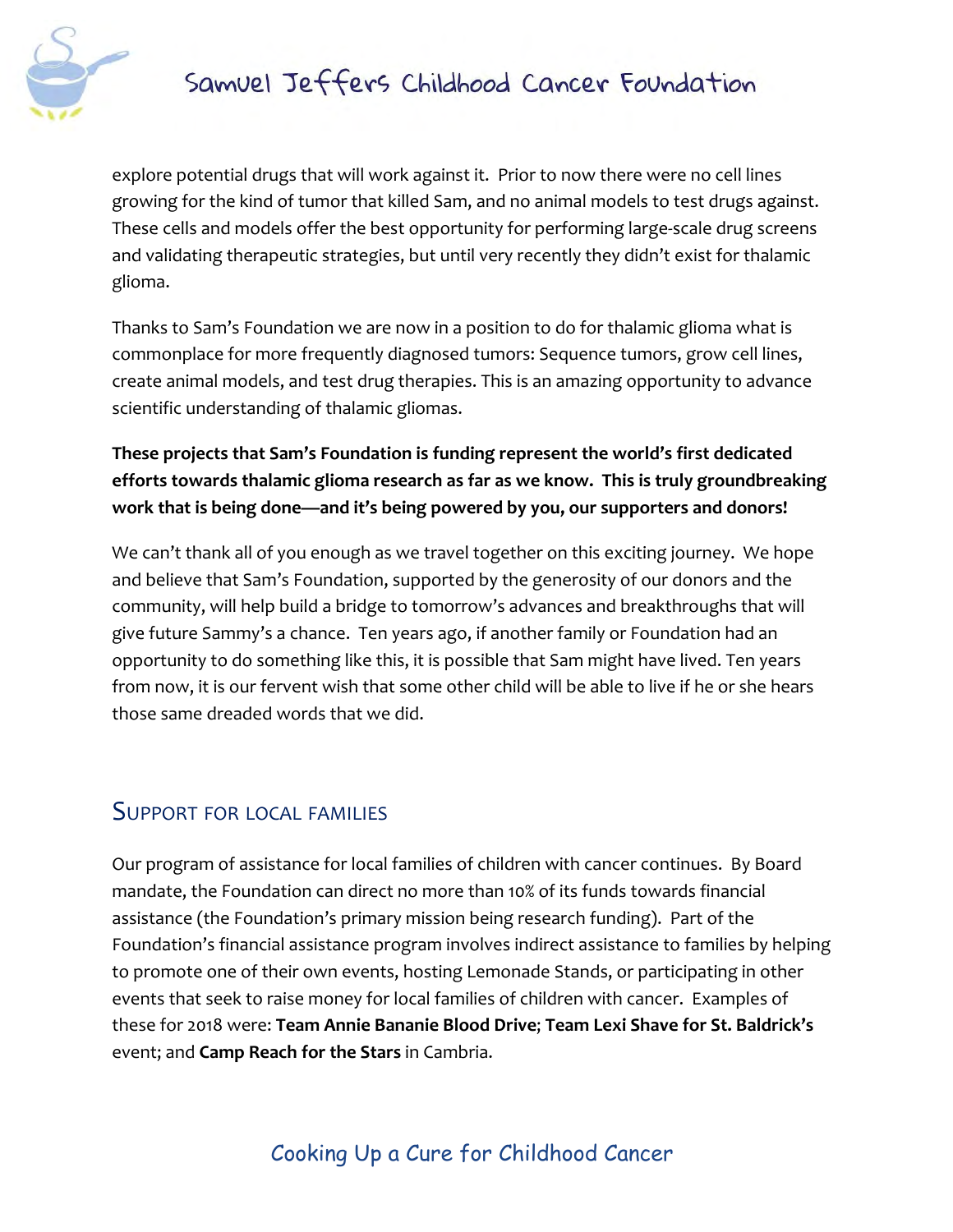explore potential drugs that will work against it. Prior to now there were no cell lines growing for the kind of tumor that killed Sam, and no animal models to test drugs against. These cells and models offer the best opportunity for performing large-scale drug screens and validating therapeutic strategies, but until very recently they didn't exist for thalamic glioma.

Thanks to Sam's Foundation we are now in a position to do for thalamic glioma what is commonplace for more frequently diagnosed tumors: Sequence tumors, grow cell lines, create animal models, and test drug therapies. This is an amazing opportunity to advance scientific understanding of thalamic gliomas.

**These projects that Sam's Foundation is funding represent the world's first dedicated efforts towards thalamic glioma research as far as we know. This is truly groundbreaking work that is being done—and it's being powered by you, our supporters and donors!**

We can't thank all of you enough as we travel together on this exciting journey. We hope and believe that Sam's Foundation, supported by the generosity of our donors and the community, will help build a bridge to tomorrow's advances and breakthroughs that will give future Sammy's a chance. Ten years ago, if another family or Foundation had an opportunity to do something like this, it is possible that Sam might have lived. Ten years from now, it is our fervent wish that some other child will be able to live if he or she hears those same dreaded words that we did.

## Support for local families

Our program of assistance for local families of children with cancer continues. By Board mandate, the Foundation can direct no more than 10% of its funds towards financial assistance (the Foundation's primary mission being research funding). Part of the Foundation's financial assistance program involves indirect assistance to families by helping to promote one of their own events, hosting Lemonade Stands, or participating in other events that seek to raise money for local families of children with cancer. Examples of these for 2018 were: **Team Annie Bananie Blood Drive**; **Team Lexi Shave for St. Baldrick's** event; and **Camp Reach for the Stars** in Cambria.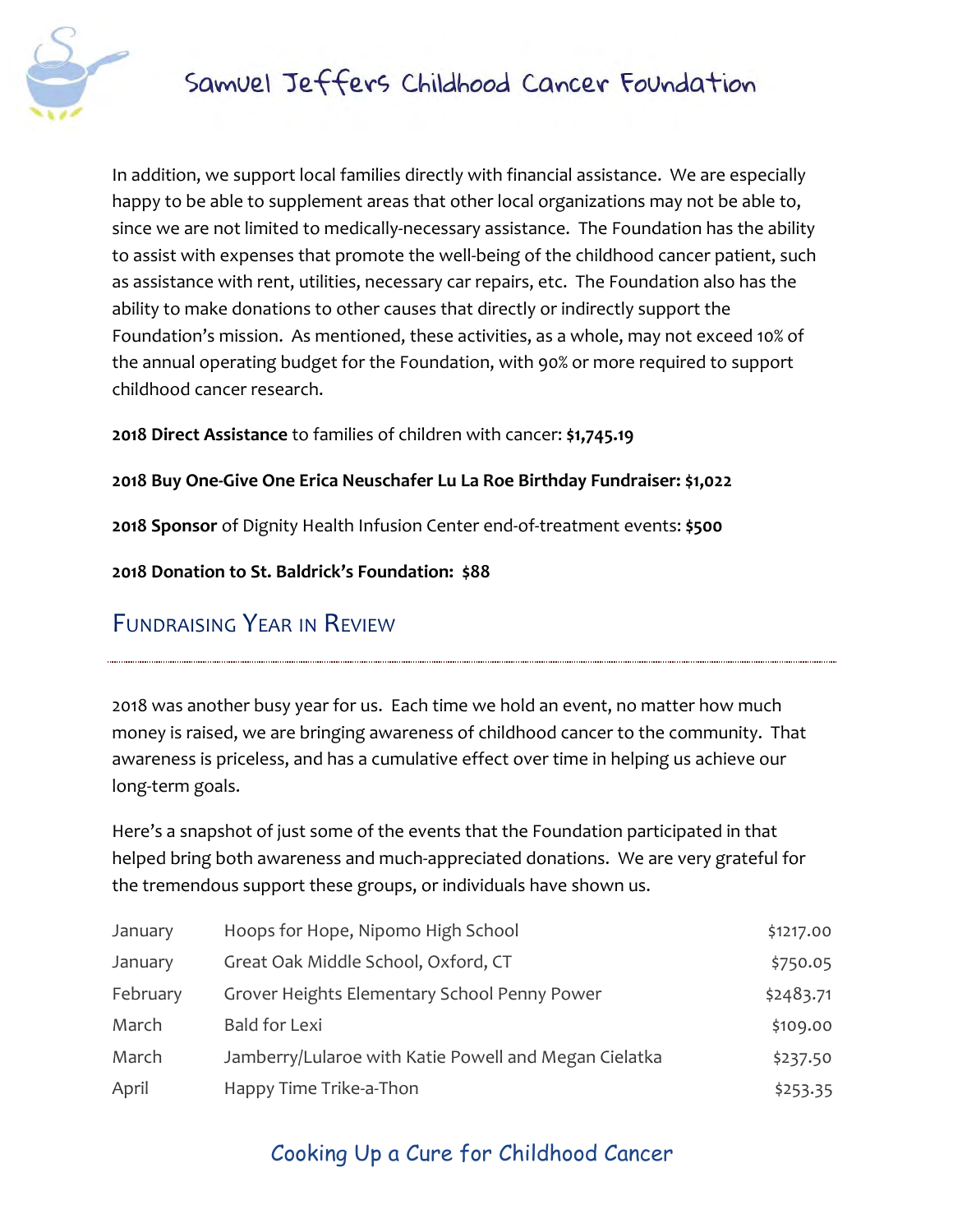In addition, we support local families directly with financial assistance. We are especially happy to be able to supplement areas that other local organizations may not be able to, since we are not limited to medically-necessary assistance. The Foundation has the ability to assist with expenses that promote the well-being of the childhood cancer patient, such as assistance with rent, utilities, necessary car repairs, etc. The Foundation also has the ability to make donations to other causes that directly or indirectly support the Foundation's mission. As mentioned, these activities, as a whole, may not exceed 10% of the annual operating budget for the Foundation, with 90% or more required to support childhood cancer research.

**2018 Direct Assistance** to families of children with cancer: **$1,745.19**

**2018 Buy One-Give One Erica Neuschafer Lu La Roe Birthday Fundraiser: $1,022**

**2018 Sponsor** of Dignity Health Infusion Center end-of-treatment events: **$500**

**2018 Donation to St. Baldrick's Foundation: $88**

## Fundraising Year in Review

2018 was another busy year for us. Each time we hold an event, no matter how much money is raised, we are bringing awareness of childhood cancer to the community. That awareness is priceless, and has a cumulative effect over time in helping us achieve our long-term goals.

Here's a snapshot of just some of the events that the Foundation participated in that helped bring both awareness and much-appreciated donations. We are very grateful for the tremendous support these groups, or individuals have shown us.

| | | |
|---|---|---|
| January | Hoops for Hope, Nipomo High School | $1217.00 |
| January | Great Oak Middle School, Oxford, CT | $750.05 |
| February | Grover Heights Elementary School Penny Power | $2483.71 |
| March | Bald for Lexi | $109.00 |
| March | Jamberry/Lularoe with Katie Powell and Megan Cielatka | $237.50 |
| April | Happy Time Trike-a-Thon | $253.35 |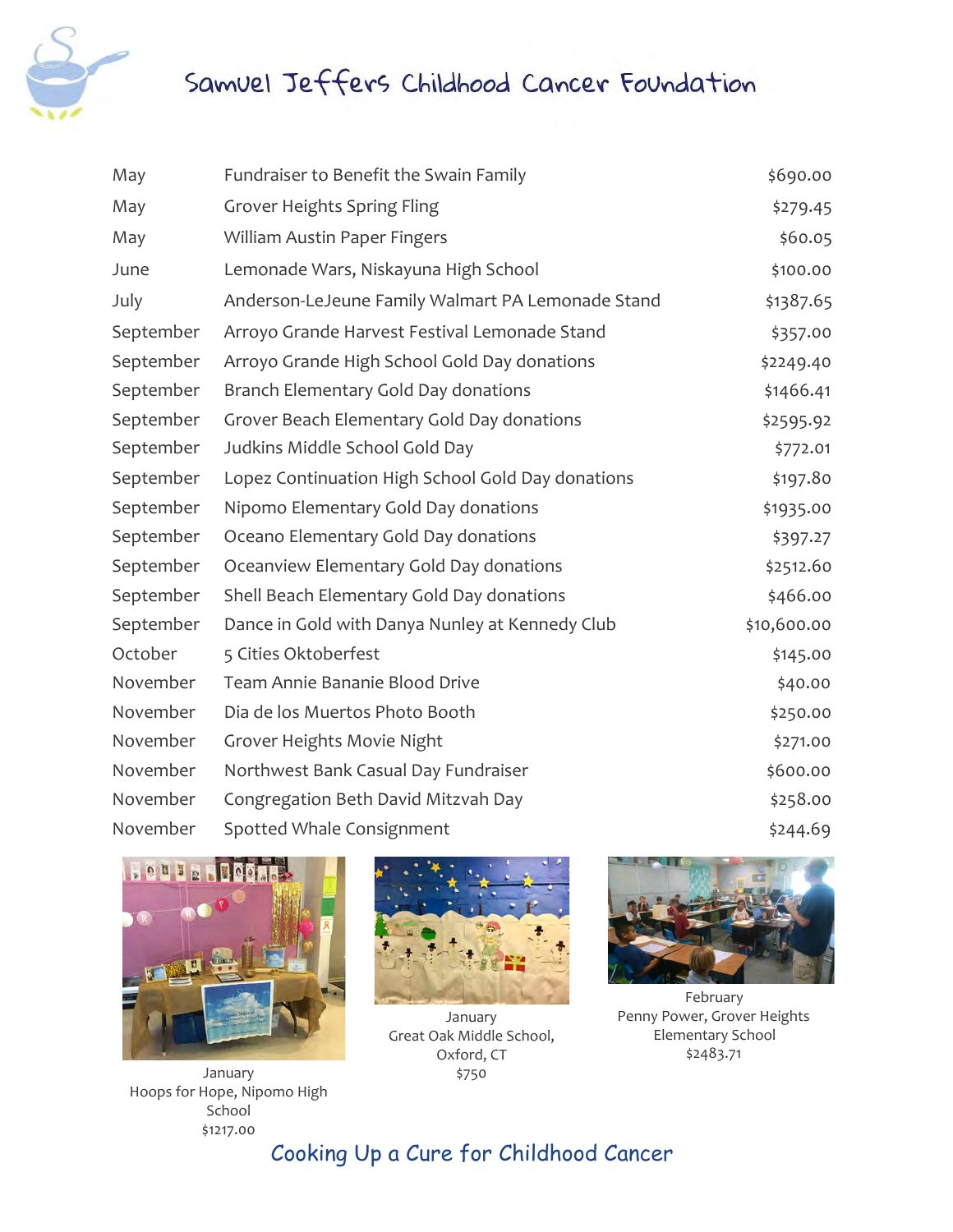# Samuel Jeffers Childhood Cancer Foundation

| | | |
|---|---|---|
| May | Fundraiser to Benefit the Swain Family | $690.00 |
| May | Grover Heights Spring Fling | $279.45 |
| May | William Austin Paper Fingers | $60.05 |
| June | Lemonade Wars, Niskayuna High School | $100.00 |
| July | Anderson-LeJeune Family Walmart PA Lemonade Stand | $1387.65 |
| September | Arroyo Grande Harvest Festival Lemonade Stand | $357.00 |
| September | Arroyo Grande High School Gold Day donations | $2249.40 |
| September | Branch Elementary Gold Day donations | $1466.41 |
| September | Grover Beach Elementary Gold Day donations | $2595.92 |
| September | Judkins Middle School Gold Day | $772.01 |
| September | Lopez Continuation High School Gold Day donations | $197.80 |
| September | Nipomo Elementary Gold Day donations | $1935.00 |
| September | Oceano Elementary Gold Day donations | $397.27 |
| September | Oceanview Elementary Gold Day donations | $2512.60 |
| September | Shell Beach Elementary Gold Day donations | $466.00 |
| September | Dance in Gold with Danya Nunley at Kennedy Club | $10,600.00 |
| October | 5 Cities Oktoberfest | $145.00 |
| November | Team Annie Bananie Blood Drive | $40.00 |
| November | Dia de los Muertos Photo Booth | $250.00 |
| November | Grover Heights Movie Night | $271.00 |
| November | Northwest Bank Casual Day Fundraiser | $600.00 |
| November | Congregation Beth David Mitzvah Day | $258.00 |
| November | Spotted Whale Consignment | $244.69 |

January
Hoops for Hope, Nipomo High School
$1217.00

January
Great Oak Middle School, Oxford, CT
$750

February
Penny Power, Grover Heights Elementary School
$2483.71

Cooking Up a Cure for Childhood Cancer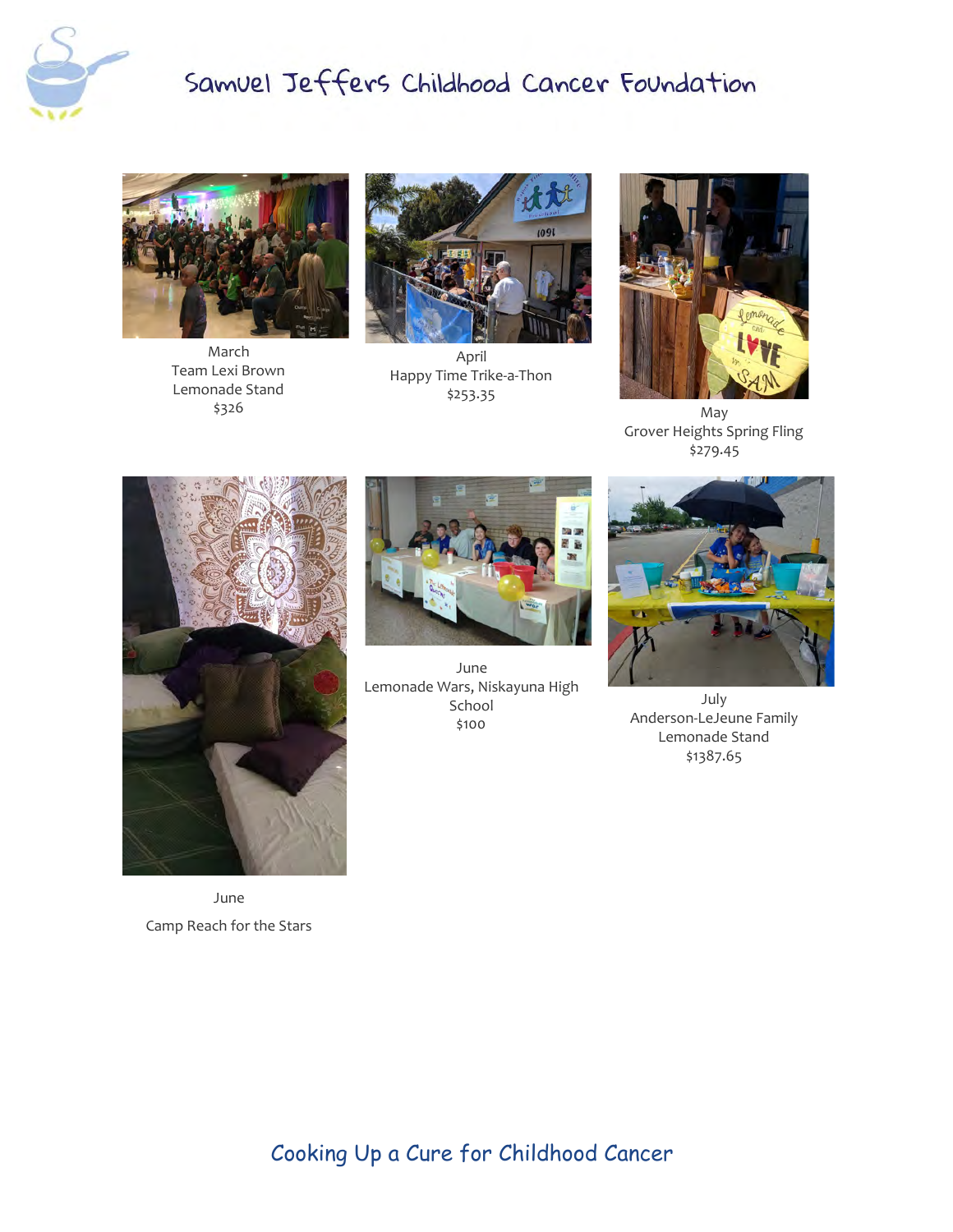# Samuel Jeffers Childhood Cancer Foundation

March
Team Lexi Brown
Lemonade Stand
$326

April
Happy Time Trike-a-Thon
$253.35

May
Grover Heights Spring Fling
$279.45

June
Camp Reach for the Stars

June
Lemonade Wars, Niskayuna High School
$100

July
Anderson-LeJeune Family
Lemonade Stand
$1387.65

Cooking Up a Cure for Childhood Cancer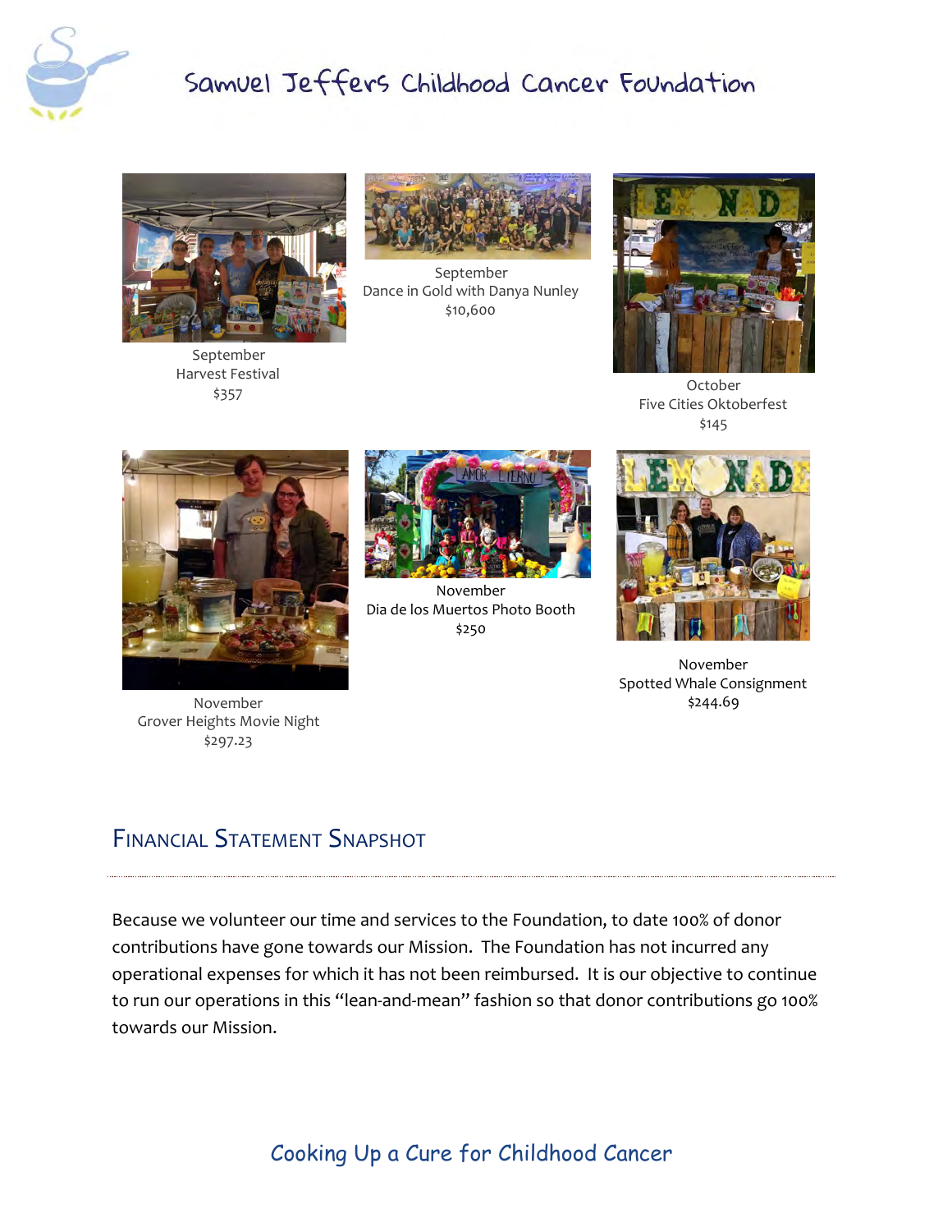# Samuel Jeffers Childhood Cancer Foundation

September
Harvest Festival
$357

September
Dance in Gold with Danya Nunley
$10,600

October
Five Cities Oktoberfest
$145

November
Grover Heights Movie Night
$297.23

November
Dia de los Muertos Photo Booth
$250

November
Spotted Whale Consignment
$244.69

## Financial Statement Snapshot

Because we volunteer our time and services to the Foundation, to date 100% of donor contributions have gone towards our Mission. The Foundation has not incurred any operational expenses for which it has not been reimbursed. It is our objective to continue to run our operations in this "lean-and-mean" fashion so that donor contributions go 100% towards our Mission.

Cooking Up a Cure for Childhood Cancer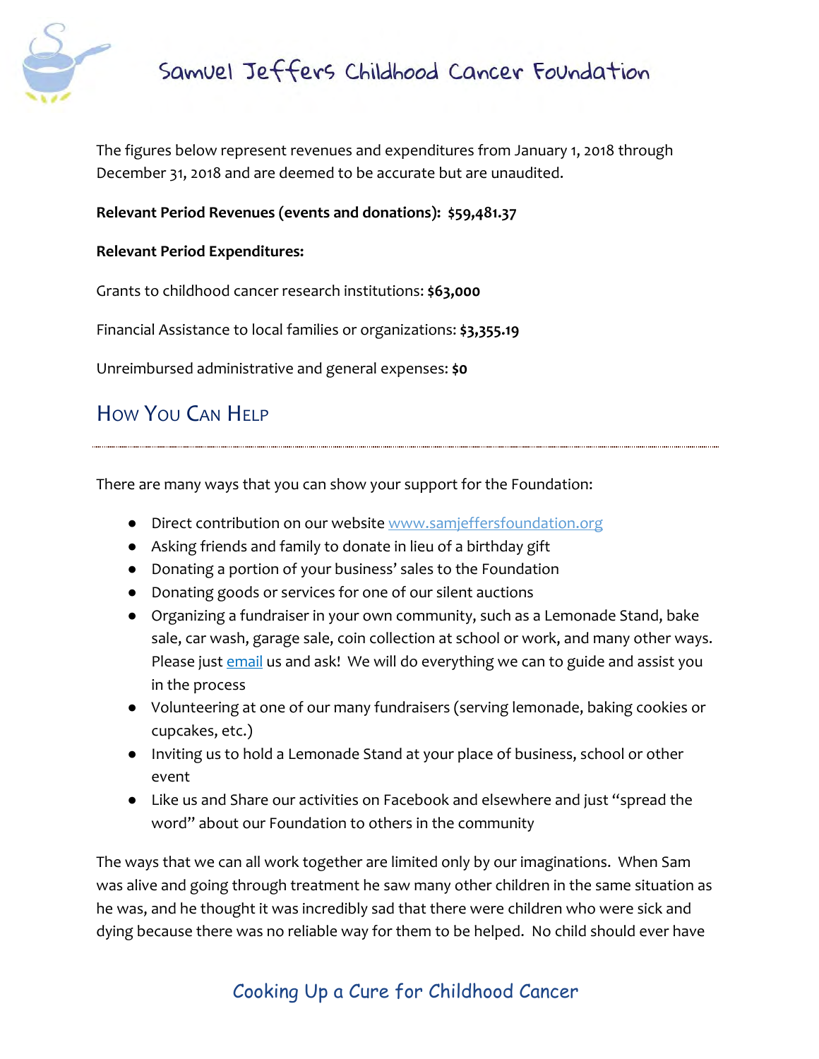The figures below represent revenues and expenditures from January 1, 2018 through December 31, 2018 and are deemed to be accurate but are unaudited.

**Relevant Period Revenues (events and donations): $59,481.37**

**Relevant Period Expenditures:**

Grants to childhood cancer research institutions: **$63,000**

Financial Assistance to local families or organizations: **$3,355.19**

Unreimbursed administrative and general expenses: **$0**

## How You Can Help

There are many ways that you can show your support for the Foundation:

- Direct contribution on our website www.samjeffersfoundation.org
- Asking friends and family to donate in lieu of a birthday gift
- Donating a portion of your business' sales to the Foundation
- Donating goods or services for one of our silent auctions
- Organizing a fundraiser in your own community, such as a Lemonade Stand, bake sale, car wash, garage sale, coin collection at school or work, and many other ways. Please just email us and ask! We will do everything we can to guide and assist you in the process
- Volunteering at one of our many fundraisers (serving lemonade, baking cookies or cupcakes, etc.)
- Inviting us to hold a Lemonade Stand at your place of business, school or other event
- Like us and Share our activities on Facebook and elsewhere and just "spread the word" about our Foundation to others in the community

The ways that we can all work together are limited only by our imaginations. When Sam was alive and going through treatment he saw many other children in the same situation as he was, and he thought it was incredibly sad that there were children who were sick and dying because there was no reliable way for them to be helped. No child should ever have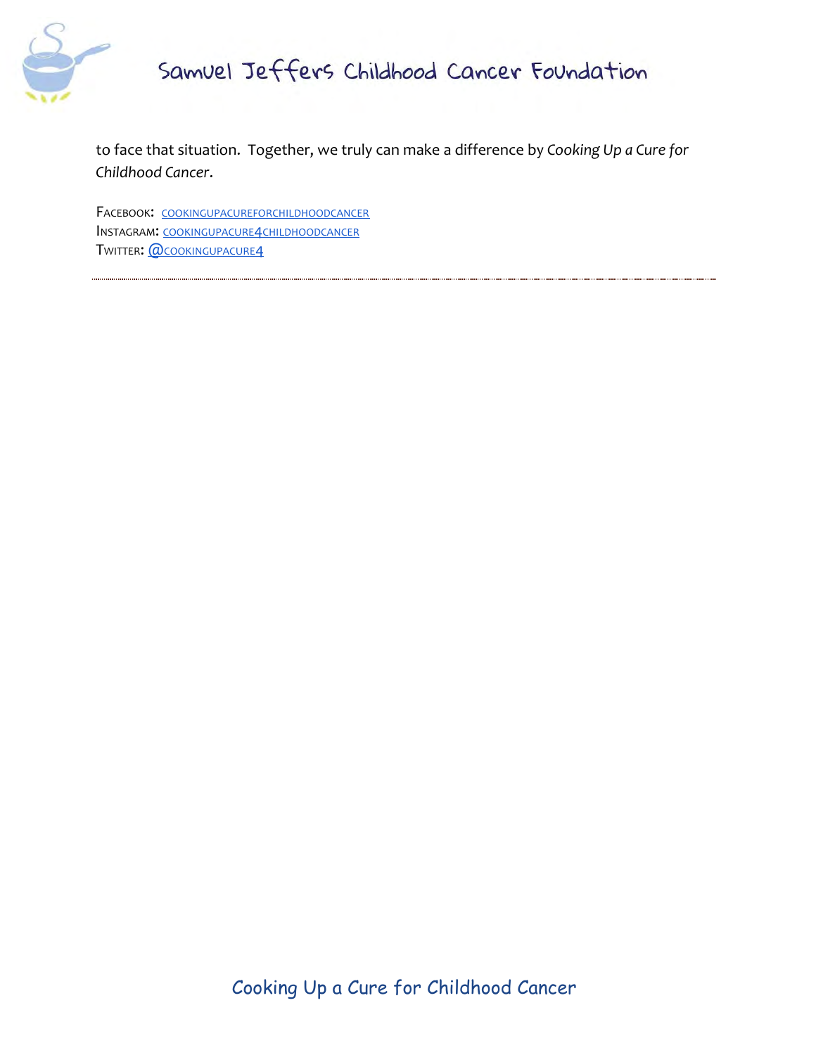to face that situation. Together, we truly can make a difference by *Cooking Up a Cure for Childhood Cancer*.

FACEBOOK: COOKINGUPACUREFORCHILDHOODCANCER
INSTAGRAM: COOKINGUPACURE4CHILDHOODCANCER
TWITTER: @COOKINGUPACURE4